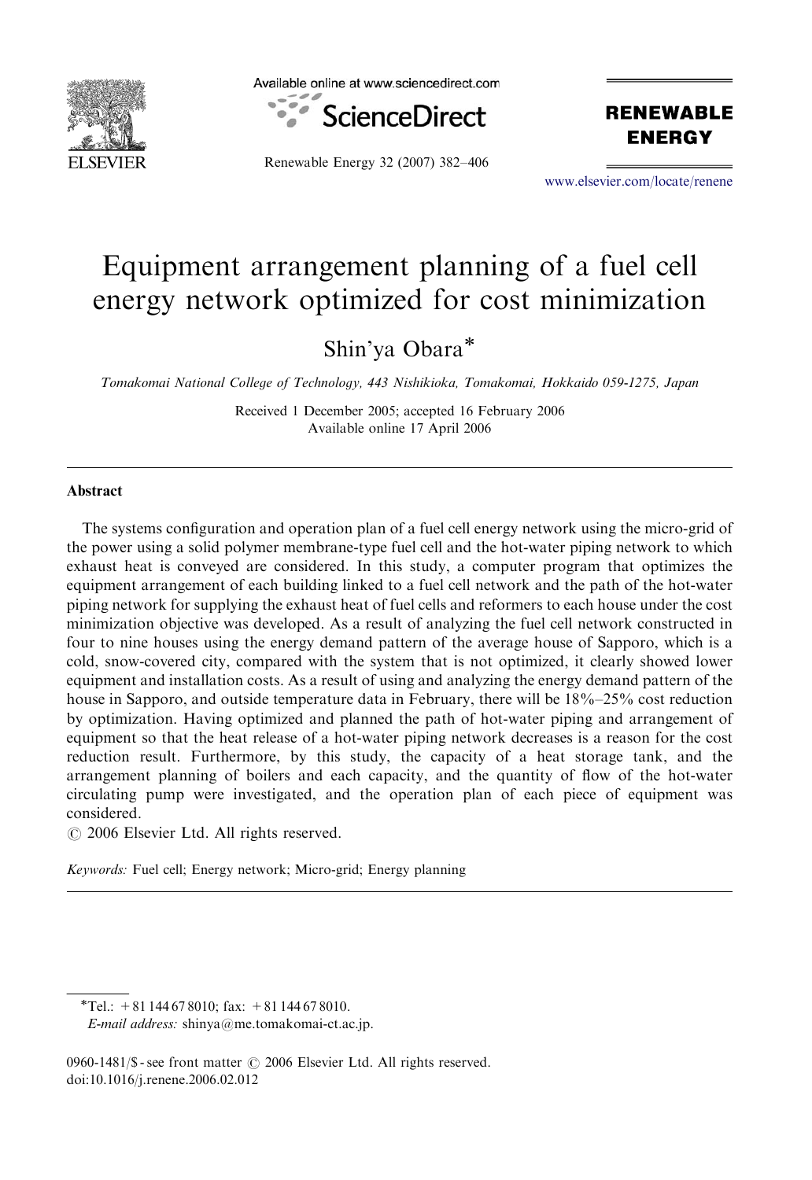# Equipment arrangement planning of a fuel cell energy network optimized for cost minimization

Shin'ya Obara*

*Tomakomai National College of Technology, 443 Nishikioka, Tomakomai, Hokkaido 059-1275, Japan*

Received 1 December 2005; accepted 16 February 2006
Available online 17 April 2006

## Abstract

The systems configuration and operation plan of a fuel cell energy network using the micro-grid of the power using a solid polymer membrane-type fuel cell and the hot-water piping network to which exhaust heat is conveyed are considered. In this study, a computer program that optimizes the equipment arrangement of each building linked to a fuel cell network and the path of the hot-water piping network for supplying the exhaust heat of fuel cells and reformers to each house under the cost minimization objective was developed. As a result of analyzing the fuel cell network constructed in four to nine houses using the energy demand pattern of the average house of Sapporo, which is a cold, snow-covered city, compared with the system that is not optimized, it clearly showed lower equipment and installation costs. As a result of using and analyzing the energy demand pattern of the house in Sapporo, and outside temperature data in February, there will be 18%–25% cost reduction by optimization. Having optimized and planned the path of hot-water piping and arrangement of equipment so that the heat release of a hot-water piping network decreases is a reason for the cost reduction result. Furthermore, by this study, the capacity of a heat storage tank, and the arrangement planning of boilers and each capacity, and the quantity of flow of the hot-water circulating pump were investigated, and the operation plan of each piece of equipment was considered.

© 2006 Elsevier Ltd. All rights reserved.

*Keywords:* Fuel cell; Energy network; Micro-grid; Energy planning

---

*Tel.: +81 144 67 8010; fax: +81 144 67 8010.
*E-mail address:* shinya@me.tomakomai-ct.ac.jp.

0960-1481/$ - see front matter © 2006 Elsevier Ltd. All rights reserved.
doi:10.1016/j.renene.2006.02.012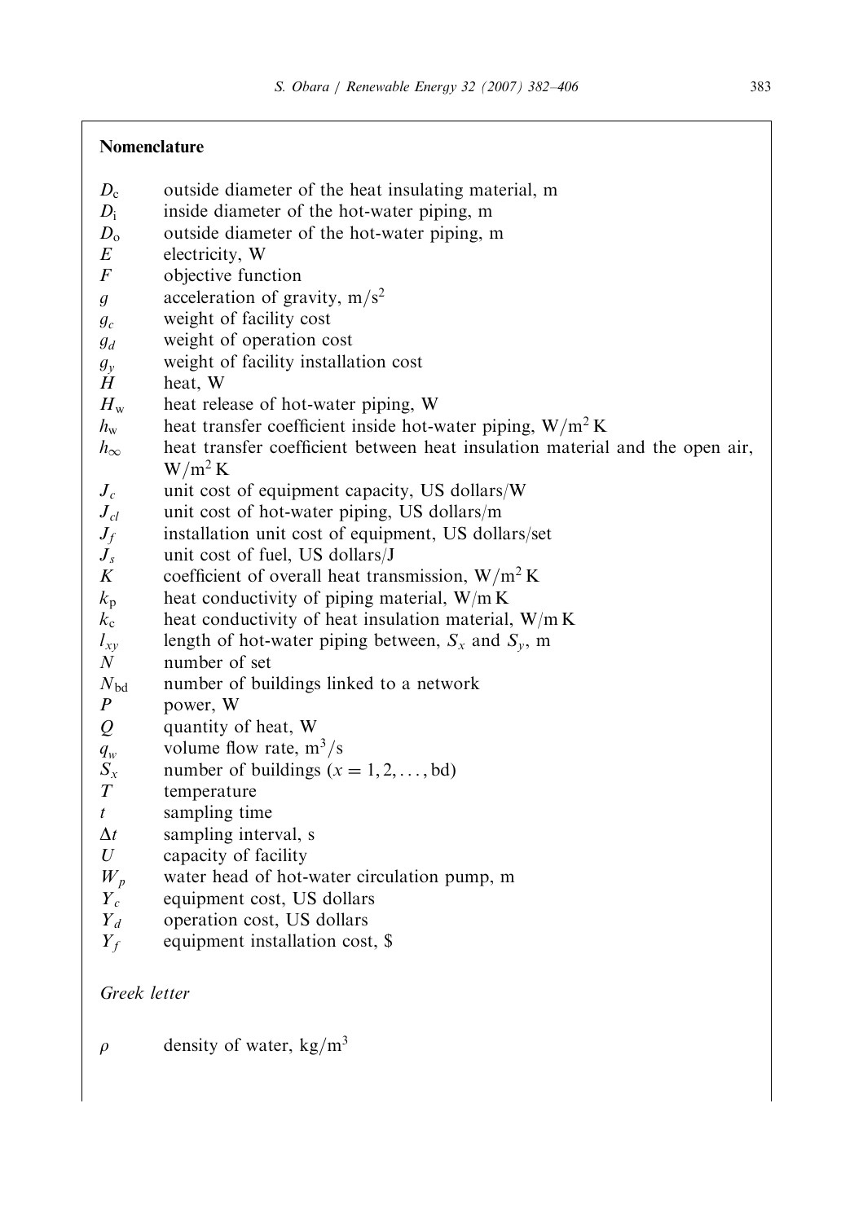## Nomenclature

| | |
|---|---|
| $D_c$ | outside diameter of the heat insulating material, m |
| $D_i$ | inside diameter of the hot-water piping, m |
| $D_o$ | outside diameter of the hot-water piping, m |
| $E$ | electricity, W |
| $F$ | objective function |
| $g$ | acceleration of gravity, $m/s^2$ |
| $g_c$ | weight of facility cost |
| $g_d$ | weight of operation cost |
| $g_y$ | weight of facility installation cost |
| $H$ | heat, W |
| $H_w$ | heat release of hot-water piping, W |
| $h_w$ | heat transfer coefficient inside hot-water piping, $W/m^2\,K$ |
| $h_\infty$ | heat transfer coefficient between heat insulation material and the open air, $W/m^2\,K$ |
| $J_c$ | unit cost of equipment capacity, US dollars/W |
| $J_{cl}$ | unit cost of hot-water piping, US dollars/m |
| $J_f$ | installation unit cost of equipment, US dollars/set |
| $J_s$ | unit cost of fuel, US dollars/J |
| $K$ | coefficient of overall heat transmission, $W/m^2\,K$ |
| $k_p$ | heat conductivity of piping material, W/m K |
| $k_c$ | heat conductivity of heat insulation material, W/m K |
| $l_{xy}$ | length of hot-water piping between, $S_x$ and $S_y$, m |
| $N$ | number of set |
| $N_{bd}$ | number of buildings linked to a network |
| $P$ | power, W |
| $Q$ | quantity of heat, W |
| $q_w$ | volume flow rate, $m^3/s$ |
| $S_x$ | number of buildings ($x = 1, 2, \ldots, \text{bd}$) |
| $T$ | temperature |
| $t$ | sampling time |
| $\Delta t$ | sampling interval, s |
| $U$ | capacity of facility |
| $W_p$ | water head of hot-water circulation pump, m |
| $Y_c$ | equipment cost, US dollars |
| $Y_d$ | operation cost, US dollars |
| $Y_f$ | equipment installation cost, \$ |

*Greek letter*

| | |
|---|---|
| $\rho$ | density of water, $kg/m^3$ |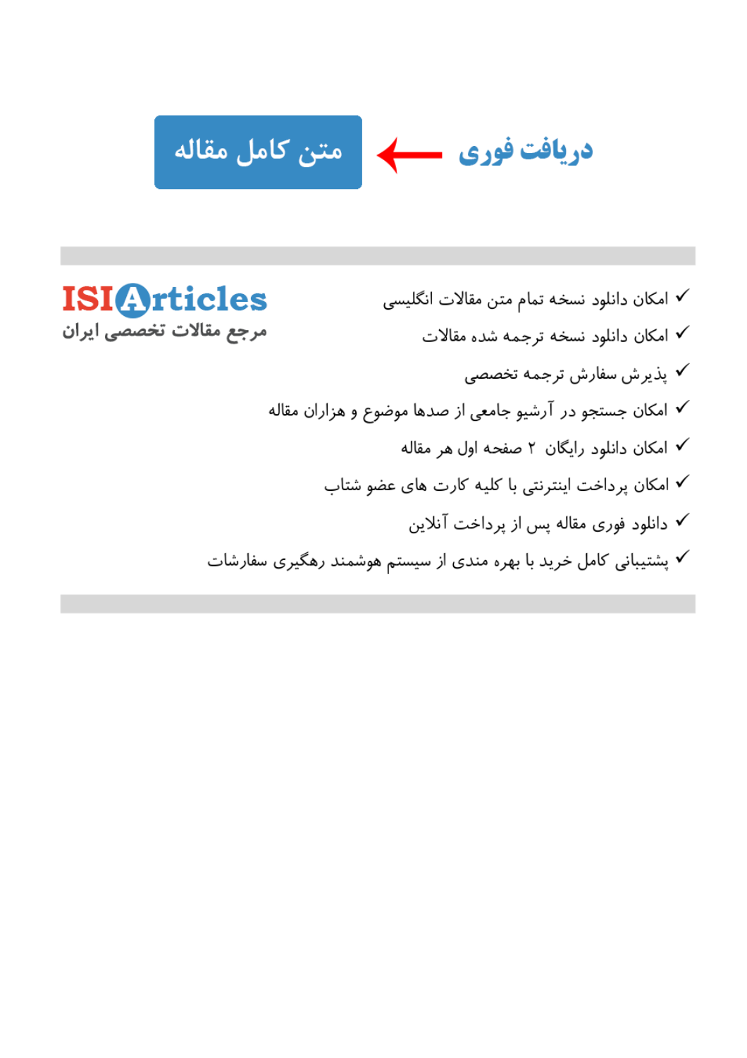دریافت فوری ← متن کامل مقاله

**ISIArticles**
مرجع مقالات تخصصی ایران

- ✓ امکان دانلود نسخه تمام متن مقالات انگلیسی
- ✓ امکان دانلود نسخه ترجمه شده مقالات
- ✓ پذیرش سفارش ترجمه تخصصی
- ✓ امکان جستجو در آرشیو جامعی از صدها موضوع و هزاران مقاله
- ✓ امکان دانلود رایگان ۲ صفحه اول هر مقاله
- ✓ امکان پرداخت اینترنتی با کلیه کارت های عضو شتاب
- ✓ دانلود فوری مقاله پس از پرداخت آنلاین
- ✓ پشتیبانی کامل خرید با بهره مندی از سیستم هوشمند رهگیری سفارشات